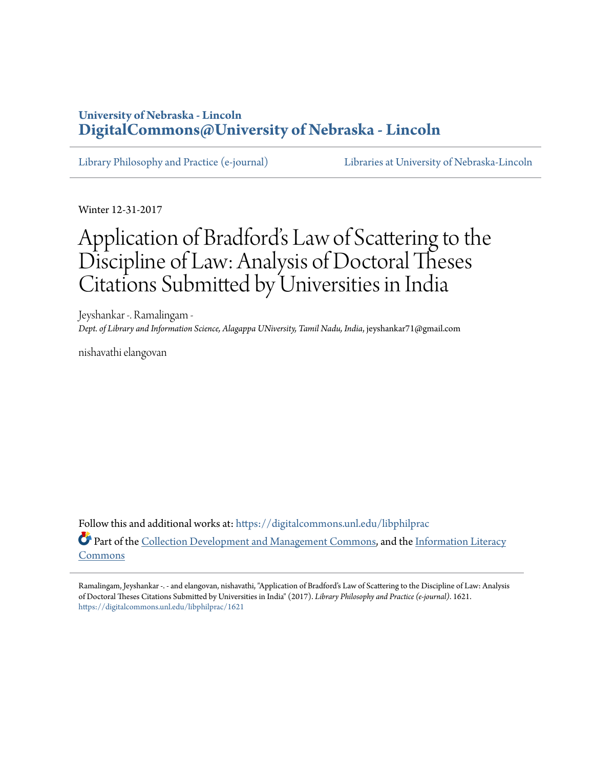**University of Nebraska - Lincoln**
**DigitalCommons@University of Nebraska - Lincoln**

Library Philosophy and Practice (e-journal) | Libraries at University of Nebraska-Lincoln

Winter 12-31-2017

# Application of Bradford's Law of Scattering to the Discipline of Law: Analysis of Doctoral Theses Citations Submitted by Universities in India

Jeyshankar -. Ramalingam -
*Dept. of Library and Information Science, Alagappa UNiversity, Tamil Nadu, India*, jeyshankar71@gmail.com

nishavathi elangovan

Follow this and additional works at: https://digitalcommons.unl.edu/libphilprac

Part of the Collection Development and Management Commons, and the Information Literacy Commons

Ramalingam, Jeyshankar -. - and elangovan, nishavathi, "Application of Bradford's Law of Scattering to the Discipline of Law: Analysis of Doctoral Theses Citations Submitted by Universities in India" (2017). *Library Philosophy and Practice (e-journal)*. 1621.
https://digitalcommons.unl.edu/libphilprac/1621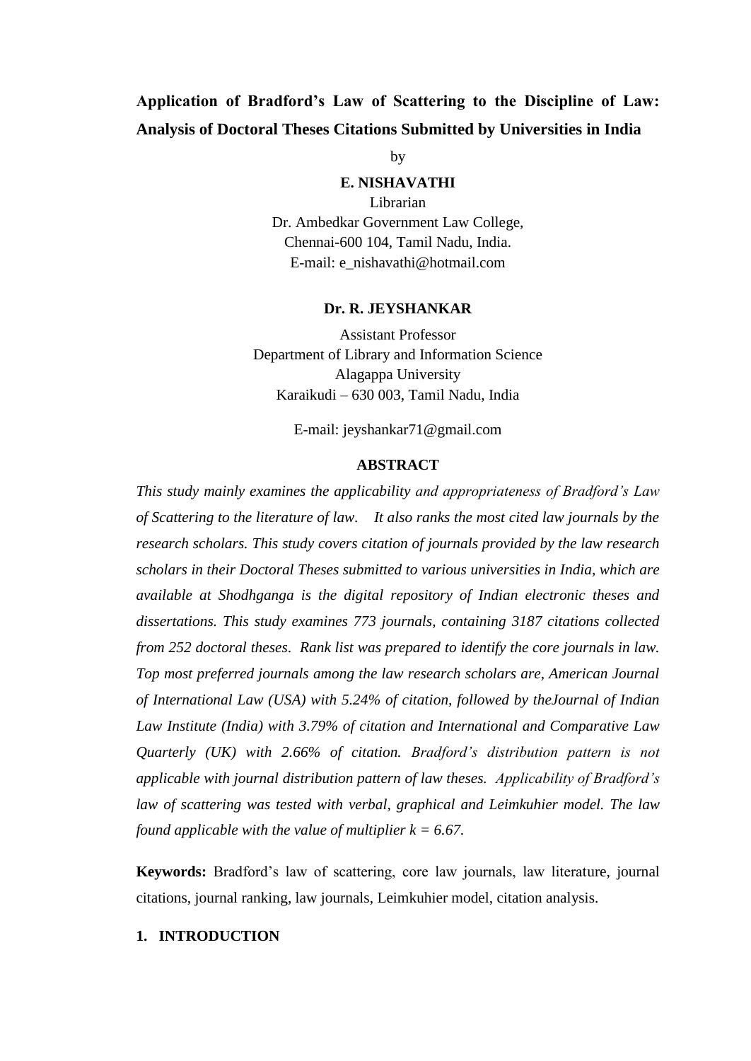# Application of Bradford's Law of Scattering to the Discipline of Law: Analysis of Doctoral Theses Citations Submitted by Universities in India

by

**E. NISHAVATHI**

Librarian
Dr. Ambedkar Government Law College,
Chennai-600 104, Tamil Nadu, India.
E-mail: e_nishavathi@hotmail.com

**Dr. R. JEYSHANKAR**

Assistant Professor
Department of Library and Information Science
Alagappa University
Karaikudi – 630 003, Tamil Nadu, India

E-mail: jeyshankar71@gmail.com

## ABSTRACT

*This study mainly examines the applicability and appropriateness of Bradford's Law of Scattering to the literature of law. It also ranks the most cited law journals by the research scholars. This study covers citation of journals provided by the law research scholars in their Doctoral Theses submitted to various universities in India, which are available at Shodhganga is the digital repository of Indian electronic theses and dissertations. This study examines 773 journals, containing 3187 citations collected from 252 doctoral theses. Rank list was prepared to identify the core journals in law. Top most preferred journals among the law research scholars are, American Journal of International Law (USA) with 5.24% of citation, followed by theJournal of Indian Law Institute (India) with 3.79% of citation and International and Comparative Law Quarterly (UK) with 2.66% of citation. Bradford's distribution pattern is not applicable with journal distribution pattern of law theses. Applicability of Bradford's law of scattering was tested with verbal, graphical and Leimkuhier model. The law found applicable with the value of multiplier k = 6.67.*

**Keywords:** Bradford's law of scattering, core law journals, law literature, journal citations, journal ranking, law journals, Leimkuhier model, citation analysis.

## 1. INTRODUCTION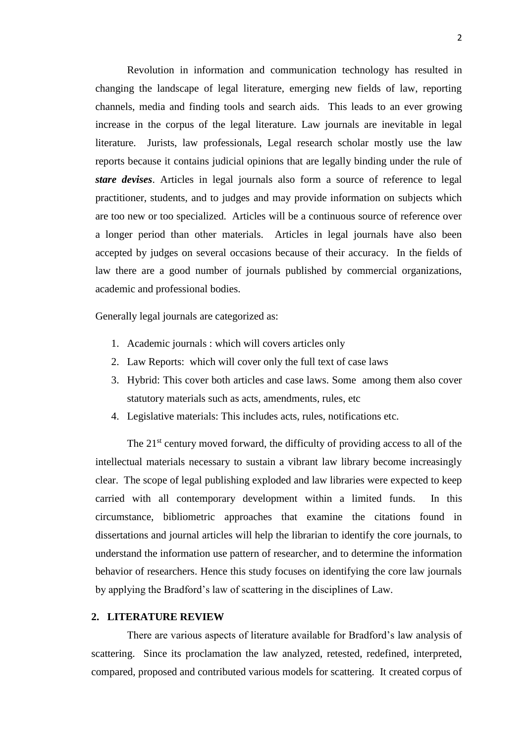Revolution in information and communication technology has resulted in changing the landscape of legal literature, emerging new fields of law, reporting channels, media and finding tools and search aids. This leads to an ever growing increase in the corpus of the legal literature. Law journals are inevitable in legal literature. Jurists, law professionals, Legal research scholar mostly use the law reports because it contains judicial opinions that are legally binding under the rule of ***stare devises***. Articles in legal journals also form a source of reference to legal practitioner, students, and to judges and may provide information on subjects which are too new or too specialized. Articles will be a continuous source of reference over a longer period than other materials. Articles in legal journals have also been accepted by judges on several occasions because of their accuracy. In the fields of law there are a good number of journals published by commercial organizations, academic and professional bodies.

Generally legal journals are categorized as:

1. Academic journals : which will covers articles only
2. Law Reports: which will cover only the full text of case laws
3. Hybrid: This cover both articles and case laws. Some among them also cover statutory materials such as acts, amendments, rules, etc
4. Legislative materials: This includes acts, rules, notifications etc.

The 21st century moved forward, the difficulty of providing access to all of the intellectual materials necessary to sustain a vibrant law library become increasingly clear. The scope of legal publishing exploded and law libraries were expected to keep carried with all contemporary development within a limited funds. In this circumstance, bibliometric approaches that examine the citations found in dissertations and journal articles will help the librarian to identify the core journals, to understand the information use pattern of researcher, and to determine the information behavior of researchers. Hence this study focuses on identifying the core law journals by applying the Bradford's law of scattering in the disciplines of Law.

## 2. LITERATURE REVIEW

There are various aspects of literature available for Bradford's law analysis of scattering. Since its proclamation the law analyzed, retested, redefined, interpreted, compared, proposed and contributed various models for scattering. It created corpus of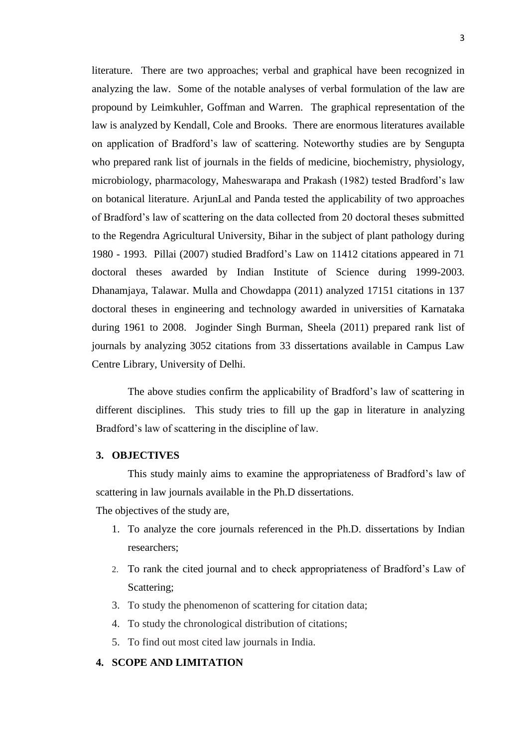literature. There are two approaches; verbal and graphical have been recognized in analyzing the law. Some of the notable analyses of verbal formulation of the law are propound by Leimkuhler, Goffman and Warren. The graphical representation of the law is analyzed by Kendall, Cole and Brooks. There are enormous literatures available on application of Bradford's law of scattering. Noteworthy studies are by Sengupta who prepared rank list of journals in the fields of medicine, biochemistry, physiology, microbiology, pharmacology, Maheswarapa and Prakash (1982) tested Bradford's law on botanical literature. ArjunLal and Panda tested the applicability of two approaches of Bradford's law of scattering on the data collected from 20 doctoral theses submitted to the Regendra Agricultural University, Bihar in the subject of plant pathology during 1980 - 1993. Pillai (2007) studied Bradford's Law on 11412 citations appeared in 71 doctoral theses awarded by Indian Institute of Science during 1999-2003. Dhanamjaya, Talawar. Mulla and Chowdappa (2011) analyzed 17151 citations in 137 doctoral theses in engineering and technology awarded in universities of Karnataka during 1961 to 2008. Joginder Singh Burman, Sheela (2011) prepared rank list of journals by analyzing 3052 citations from 33 dissertations available in Campus Law Centre Library, University of Delhi.

The above studies confirm the applicability of Bradford's law of scattering in different disciplines. This study tries to fill up the gap in literature in analyzing Bradford's law of scattering in the discipline of law.

## 3. OBJECTIVES

This study mainly aims to examine the appropriateness of Bradford's law of scattering in law journals available in the Ph.D dissertations.

The objectives of the study are,

1. To analyze the core journals referenced in the Ph.D. dissertations by Indian researchers;
2. To rank the cited journal and to check appropriateness of Bradford's Law of Scattering;
3. To study the phenomenon of scattering for citation data;
4. To study the chronological distribution of citations;
5. To find out most cited law journals in India.

## 4. SCOPE AND LIMITATION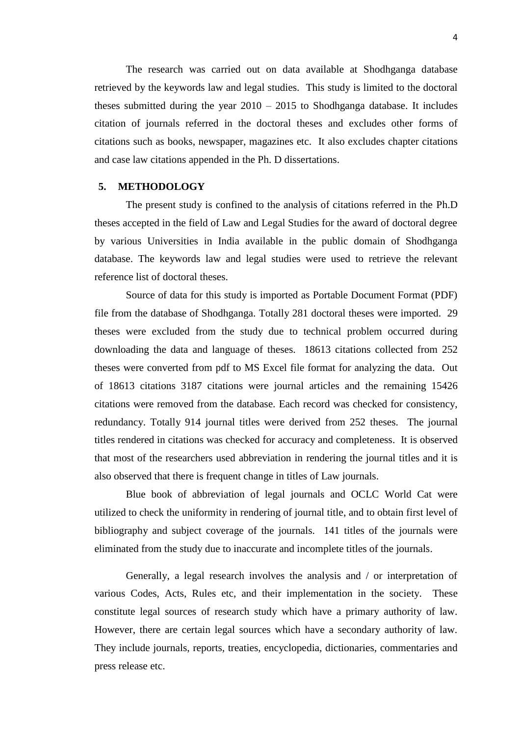The research was carried out on data available at Shodhganga database retrieved by the keywords law and legal studies. This study is limited to the doctoral theses submitted during the year 2010 – 2015 to Shodhganga database. It includes citation of journals referred in the doctoral theses and excludes other forms of citations such as books, newspaper, magazines etc. It also excludes chapter citations and case law citations appended in the Ph. D dissertations.

## 5. METHODOLOGY

The present study is confined to the analysis of citations referred in the Ph.D theses accepted in the field of Law and Legal Studies for the award of doctoral degree by various Universities in India available in the public domain of Shodhganga database. The keywords law and legal studies were used to retrieve the relevant reference list of doctoral theses.

Source of data for this study is imported as Portable Document Format (PDF) file from the database of Shodhganga. Totally 281 doctoral theses were imported. 29 theses were excluded from the study due to technical problem occurred during downloading the data and language of theses. 18613 citations collected from 252 theses were converted from pdf to MS Excel file format for analyzing the data. Out of 18613 citations 3187 citations were journal articles and the remaining 15426 citations were removed from the database. Each record was checked for consistency, redundancy. Totally 914 journal titles were derived from 252 theses. The journal titles rendered in citations was checked for accuracy and completeness. It is observed that most of the researchers used abbreviation in rendering the journal titles and it is also observed that there is frequent change in titles of Law journals.

Blue book of abbreviation of legal journals and OCLC World Cat were utilized to check the uniformity in rendering of journal title, and to obtain first level of bibliography and subject coverage of the journals. 141 titles of the journals were eliminated from the study due to inaccurate and incomplete titles of the journals.

Generally, a legal research involves the analysis and / or interpretation of various Codes, Acts, Rules etc, and their implementation in the society. These constitute legal sources of research study which have a primary authority of law. However, there are certain legal sources which have a secondary authority of law. They include journals, reports, treaties, encyclopedia, dictionaries, commentaries and press release etc.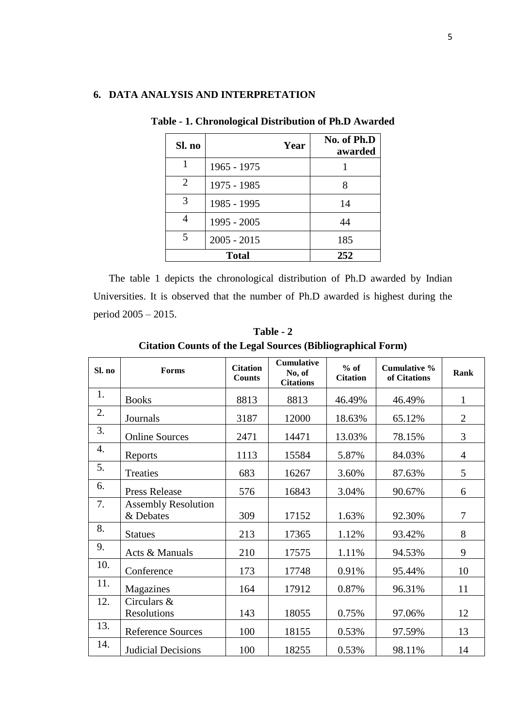## 6. DATA ANALYSIS AND INTERPRETATION

**Table - 1. Chronological Distribution of Ph.D Awarded**

| Sl. no | Year | No. of Ph.D awarded |
|---|---|---|
| 1 | 1965 - 1975 | 1 |
| 2 | 1975 - 1985 | 8 |
| 3 | 1985 - 1995 | 14 |
| 4 | 1995 - 2005 | 44 |
| 5 | 2005 - 2015 | 185 |
| **Total** | | **252** |

The table 1 depicts the chronological distribution of Ph.D awarded by Indian Universities. It is observed that the number of Ph.D awarded is highest during the period 2005 – 2015.

**Table - 2**
**Citation Counts of the Legal Sources (Bibliographical Form)**

| Sl. no | Forms | Citation Counts | Cumulative No, of Citations | % of Citation | Cumulative % of Citations | Rank |
|---|---|---|---|---|---|---|
| 1. | Books | 8813 | 8813 | 46.49% | 46.49% | 1 |
| 2. | Journals | 3187 | 12000 | 18.63% | 65.12% | 2 |
| 3. | Online Sources | 2471 | 14471 | 13.03% | 78.15% | 3 |
| 4. | Reports | 1113 | 15584 | 5.87% | 84.03% | 4 |
| 5. | Treaties | 683 | 16267 | 3.60% | 87.63% | 5 |
| 6. | Press Release | 576 | 16843 | 3.04% | 90.67% | 6 |
| 7. | Assembly Resolution & Debates | 309 | 17152 | 1.63% | 92.30% | 7 |
| 8. | Statues | 213 | 17365 | 1.12% | 93.42% | 8 |
| 9. | Acts & Manuals | 210 | 17575 | 1.11% | 94.53% | 9 |
| 10. | Conference | 173 | 17748 | 0.91% | 95.44% | 10 |
| 11. | Magazines | 164 | 17912 | 0.87% | 96.31% | 11 |
| 12. | Circulars & Resolutions | 143 | 18055 | 0.75% | 97.06% | 12 |
| 13. | Reference Sources | 100 | 18155 | 0.53% | 97.59% | 13 |
| 14. | Judicial Decisions | 100 | 18255 | 0.53% | 98.11% | 14 |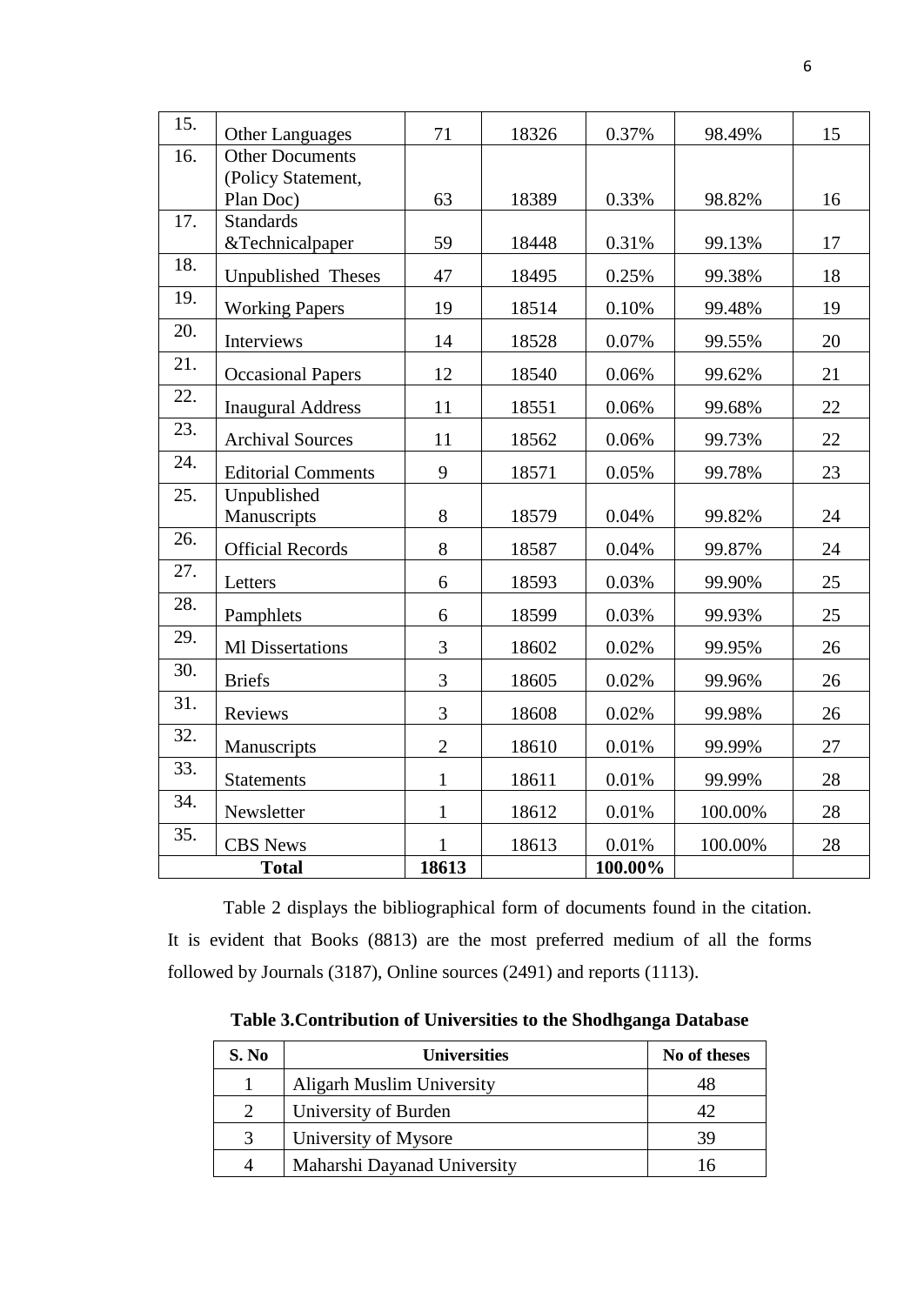| 15. | Other Languages | 71 | 18326 | 0.37% | 98.49% | 15 |
|---|---|---|---|---|---|---|
| 16. | Other Documents (Policy Statement, Plan Doc) | 63 | 18389 | 0.33% | 98.82% | 16 |
| 17. | Standards &Technicalpaper | 59 | 18448 | 0.31% | 99.13% | 17 |
| 18. | Unpublished Theses | 47 | 18495 | 0.25% | 99.38% | 18 |
| 19. | Working Papers | 19 | 18514 | 0.10% | 99.48% | 19 |
| 20. | Interviews | 14 | 18528 | 0.07% | 99.55% | 20 |
| 21. | Occasional Papers | 12 | 18540 | 0.06% | 99.62% | 21 |
| 22. | Inaugural Address | 11 | 18551 | 0.06% | 99.68% | 22 |
| 23. | Archival Sources | 11 | 18562 | 0.06% | 99.73% | 22 |
| 24. | Editorial Comments | 9 | 18571 | 0.05% | 99.78% | 23 |
| 25. | Unpublished Manuscripts | 8 | 18579 | 0.04% | 99.82% | 24 |
| 26. | Official Records | 8 | 18587 | 0.04% | 99.87% | 24 |
| 27. | Letters | 6 | 18593 | 0.03% | 99.90% | 25 |
| 28. | Pamphlets | 6 | 18599 | 0.03% | 99.93% | 25 |
| 29. | Ml Dissertations | 3 | 18602 | 0.02% | 99.95% | 26 |
| 30. | Briefs | 3 | 18605 | 0.02% | 99.96% | 26 |
| 31. | Reviews | 3 | 18608 | 0.02% | 99.98% | 26 |
| 32. | Manuscripts | 2 | 18610 | 0.01% | 99.99% | 27 |
| 33. | Statements | 1 | 18611 | 0.01% | 99.99% | 28 |
| 34. | Newsletter | 1 | 18612 | 0.01% | 100.00% | 28 |
| 35. | CBS News | 1 | 18613 | 0.01% | 100.00% | 28 |
| **Total** | | **18613** | | **100.00%** | | |

Table 2 displays the bibliographical form of documents found in the citation. It is evident that Books (8813) are the most preferred medium of all the forms followed by Journals (3187), Online sources (2491) and reports (1113).

**Table 3.Contribution of Universities to the Shodhganga Database**

| S. No | Universities | No of theses |
|---|---|---|
| 1 | Aligarh Muslim University | 48 |
| 2 | University of Burden | 42 |
| 3 | University of Mysore | 39 |
| 4 | Maharshi Dayanad University | 16 |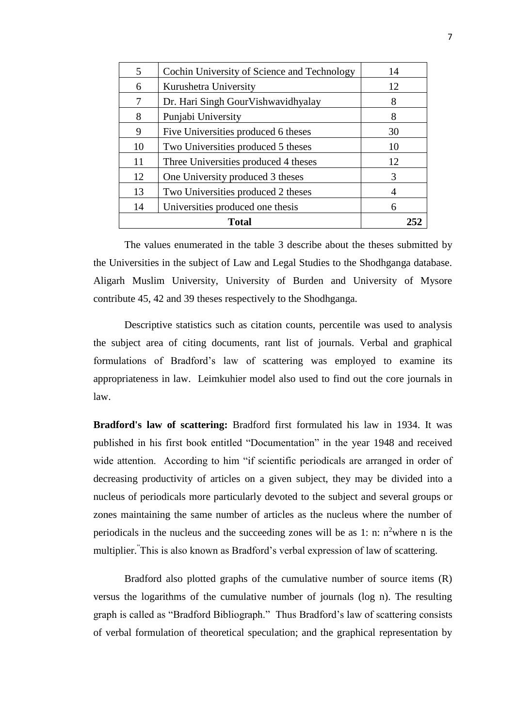| 5 | Cochin University of Science and Technology | 14 |
|---|---|---|
| 6 | Kurushetra University | 12 |
| 7 | Dr. Hari Singh GourVishwavidhyalay | 8 |
| 8 | Punjabi University | 8 |
| 9 | Five Universities produced 6 theses | 30 |
| 10 | Two Universities produced 5 theses | 10 |
| 11 | Three Universities produced 4 theses | 12 |
| 12 | One University produced 3 theses | 3 |
| 13 | Two Universities produced 2 theses | 4 |
| 14 | Universities produced one thesis | 6 |
| **Total** | | **252** |

The values enumerated in the table 3 describe about the theses submitted by the Universities in the subject of Law and Legal Studies to the Shodhganga database. Aligarh Muslim University, University of Burden and University of Mysore contribute 45, 42 and 39 theses respectively to the Shodhganga.

Descriptive statistics such as citation counts, percentile was used to analysis the subject area of citing documents, rant list of journals. Verbal and graphical formulations of Bradford's law of scattering was employed to examine its appropriateness in law. Leimkuhier model also used to find out the core journals in law.

**Bradford's law of scattering:** Bradford first formulated his law in 1934. It was published in his first book entitled "Documentation" in the year 1948 and received wide attention. According to him "if scientific periodicals are arranged in order of decreasing productivity of articles on a given subject, they may be divided into a nucleus of periodicals more particularly devoted to the subject and several groups or zones maintaining the same number of articles as the nucleus where the number of periodicals in the nucleus and the succeeding zones will be as 1: n: $n^2$where n is the multiplier." This is also known as Bradford's verbal expression of law of scattering.

Bradford also plotted graphs of the cumulative number of source items (R) versus the logarithms of the cumulative number of journals (log n). The resulting graph is called as "Bradford Bibliograph." Thus Bradford's law of scattering consists of verbal formulation of theoretical speculation; and the graphical representation by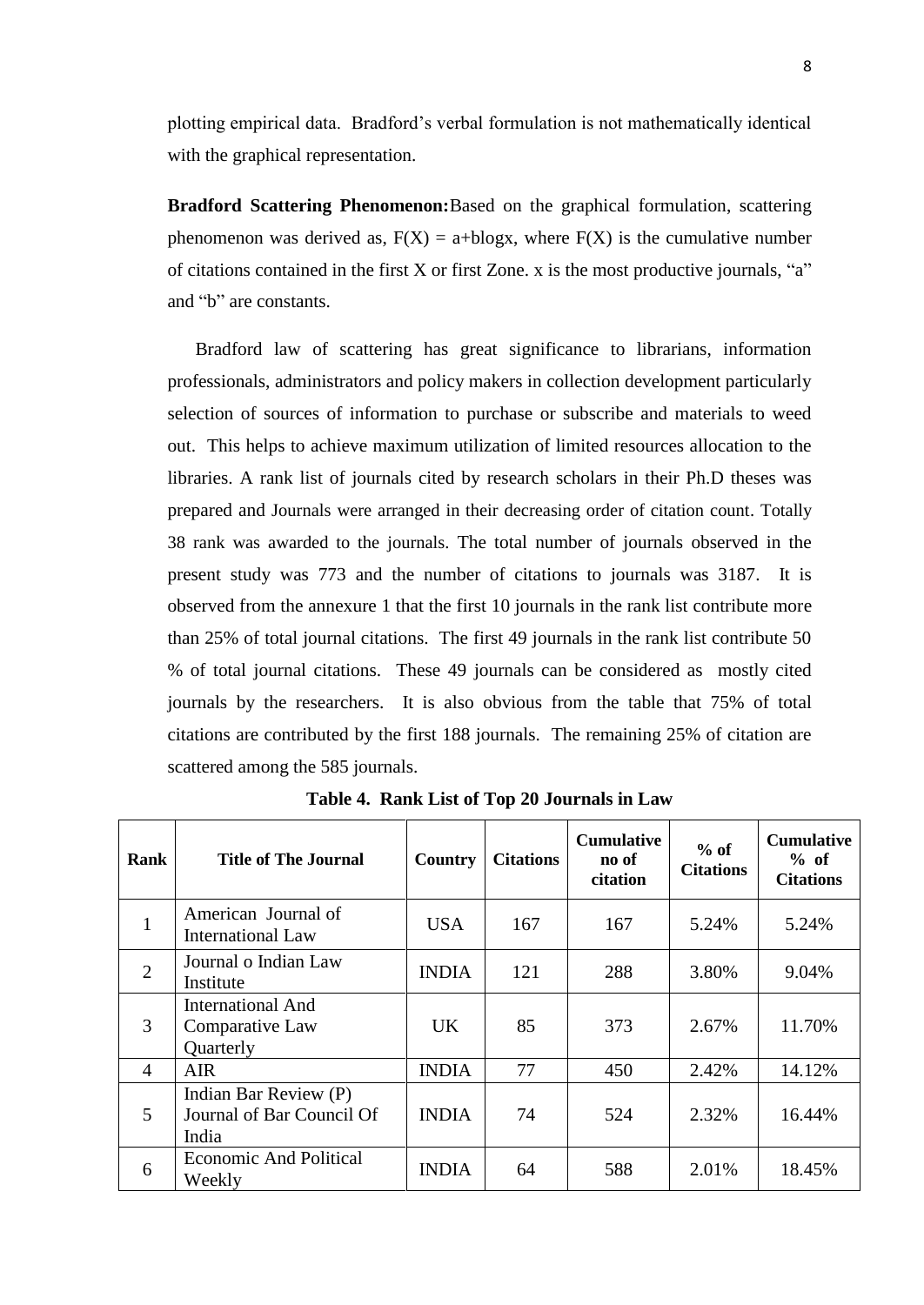plotting empirical data. Bradford's verbal formulation is not mathematically identical with the graphical representation.

**Bradford Scattering Phenomenon:** Based on the graphical formulation, scattering phenomenon was derived as, $F(X) = a+b\log x$, where $F(X)$ is the cumulative number of citations contained in the first X or first Zone. x is the most productive journals, "a" and "b" are constants.

Bradford law of scattering has great significance to librarians, information professionals, administrators and policy makers in collection development particularly selection of sources of information to purchase or subscribe and materials to weed out. This helps to achieve maximum utilization of limited resources allocation to the libraries. A rank list of journals cited by research scholars in their Ph.D theses was prepared and Journals were arranged in their decreasing order of citation count. Totally 38 rank was awarded to the journals. The total number of journals observed in the present study was 773 and the number of citations to journals was 3187. It is observed from the annexure 1 that the first 10 journals in the rank list contribute more than 25% of total journal citations. The first 49 journals in the rank list contribute 50 % of total journal citations. These 49 journals can be considered as mostly cited journals by the researchers. It is also obvious from the table that 75% of total citations are contributed by the first 188 journals. The remaining 25% of citation are scattered among the 585 journals.

**Table 4. Rank List of Top 20 Journals in Law**

| Rank | Title of The Journal | Country | Citations | Cumulative no of citation | % of Citations | Cumulative % of Citations |
|---|---|---|---|---|---|---|
| 1 | American Journal of International Law | USA | 167 | 167 | 5.24% | 5.24% |
| 2 | Journal o Indian Law Institute | INDIA | 121 | 288 | 3.80% | 9.04% |
| 3 | International And Comparative Law Quarterly | UK | 85 | 373 | 2.67% | 11.70% |
| 4 | AIR | INDIA | 77 | 450 | 2.42% | 14.12% |
| 5 | Indian Bar Review (P) Journal of Bar Council Of India | INDIA | 74 | 524 | 2.32% | 16.44% |
| 6 | Economic And Political Weekly | INDIA | 64 | 588 | 2.01% | 18.45% |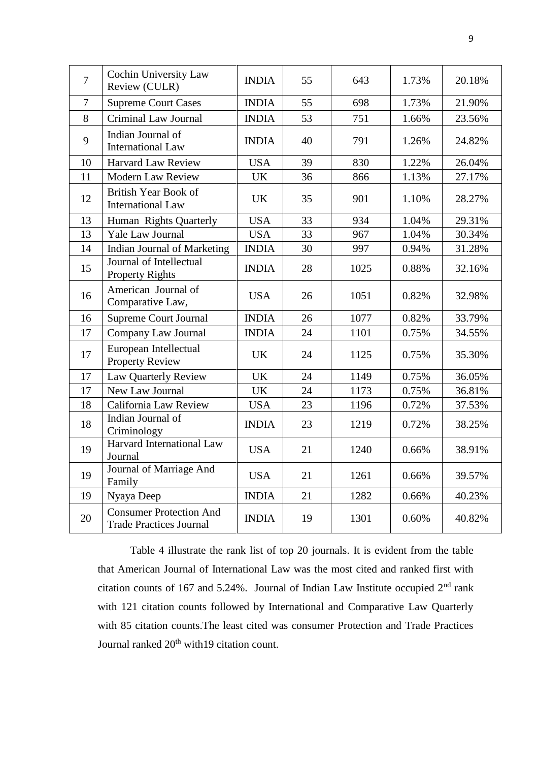| 7 | Cochin University Law Review (CULR) | INDIA | 55 | 643 | 1.73% | 20.18% |
|---|---|---|---|---|---|---|
| 7 | Supreme Court Cases | INDIA | 55 | 698 | 1.73% | 21.90% |
| 8 | Criminal Law Journal | INDIA | 53 | 751 | 1.66% | 23.56% |
| 9 | Indian Journal of International Law | INDIA | 40 | 791 | 1.26% | 24.82% |
| 10 | Harvard Law Review | USA | 39 | 830 | 1.22% | 26.04% |
| 11 | Modern Law Review | UK | 36 | 866 | 1.13% | 27.17% |
| 12 | British Year Book of International Law | UK | 35 | 901 | 1.10% | 28.27% |
| 13 | Human Rights Quarterly | USA | 33 | 934 | 1.04% | 29.31% |
| 13 | Yale Law Journal | USA | 33 | 967 | 1.04% | 30.34% |
| 14 | Indian Journal of Marketing | INDIA | 30 | 997 | 0.94% | 31.28% |
| 15 | Journal of Intellectual Property Rights | INDIA | 28 | 1025 | 0.88% | 32.16% |
| 16 | American Journal of Comparative Law, | USA | 26 | 1051 | 0.82% | 32.98% |
| 16 | Supreme Court Journal | INDIA | 26 | 1077 | 0.82% | 33.79% |
| 17 | Company Law Journal | INDIA | 24 | 1101 | 0.75% | 34.55% |
| 17 | European Intellectual Property Review | UK | 24 | 1125 | 0.75% | 35.30% |
| 17 | Law Quarterly Review | UK | 24 | 1149 | 0.75% | 36.05% |
| 17 | New Law Journal | UK | 24 | 1173 | 0.75% | 36.81% |
| 18 | California Law Review | USA | 23 | 1196 | 0.72% | 37.53% |
| 18 | Indian Journal of Criminology | INDIA | 23 | 1219 | 0.72% | 38.25% |
| 19 | Harvard International Law Journal | USA | 21 | 1240 | 0.66% | 38.91% |
| 19 | Journal of Marriage And Family | USA | 21 | 1261 | 0.66% | 39.57% |
| 19 | Nyaya Deep | INDIA | 21 | 1282 | 0.66% | 40.23% |
| 20 | Consumer Protection And Trade Practices Journal | INDIA | 19 | 1301 | 0.60% | 40.82% |

Table 4 illustrate the rank list of top 20 journals. It is evident from the table that American Journal of International Law was the most cited and ranked first with citation counts of 167 and 5.24%. Journal of Indian Law Institute occupied 2nd rank with 121 citation counts followed by International and Comparative Law Quarterly with 85 citation counts.The least cited was consumer Protection and Trade Practices Journal ranked 20th with19 citation count.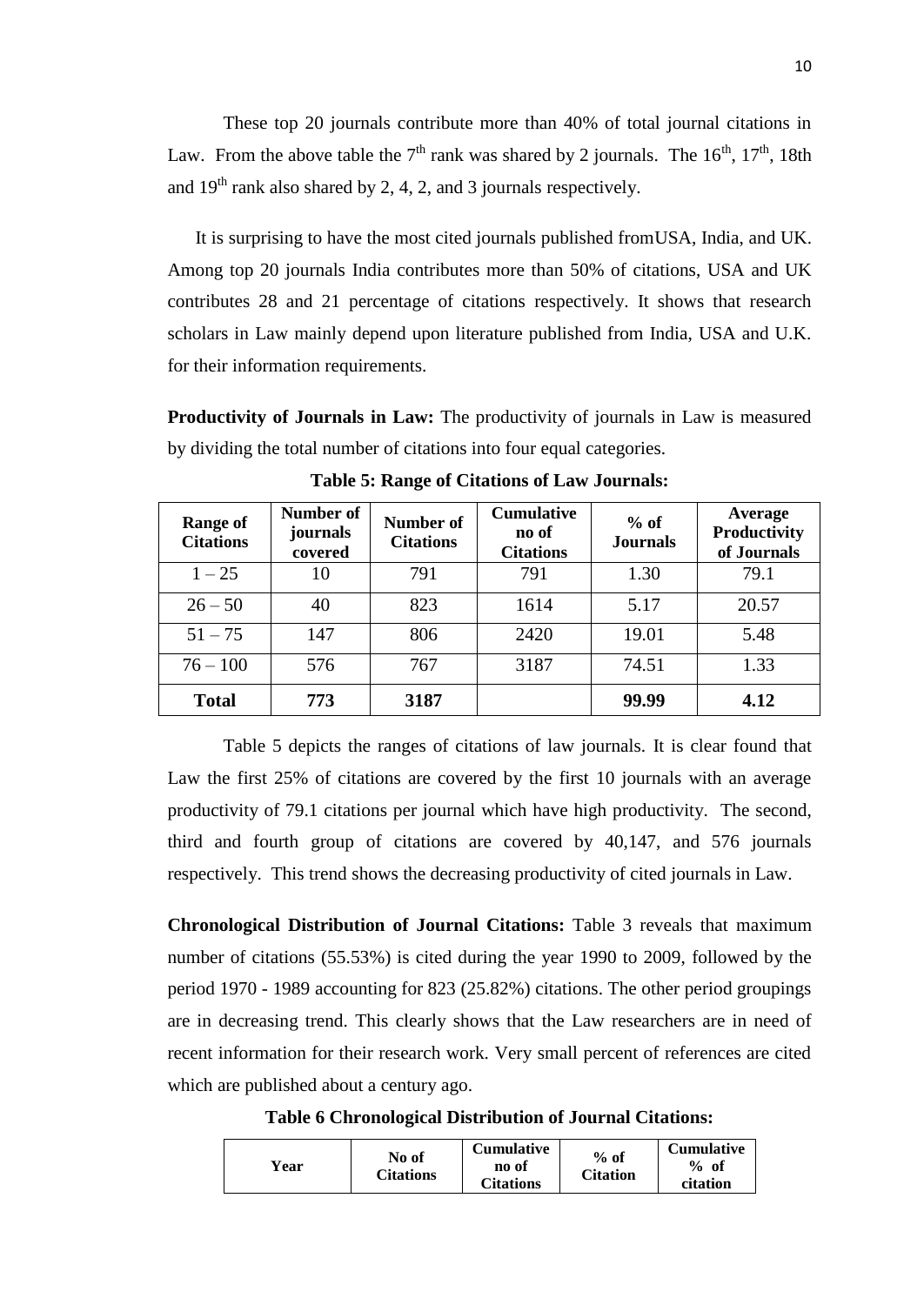These top 20 journals contribute more than 40% of total journal citations in Law. From the above table the 7th rank was shared by 2 journals. The 16th, 17th, 18th and 19th rank also shared by 2, 4, 2, and 3 journals respectively.

It is surprising to have the most cited journals published fromUSA, India, and UK. Among top 20 journals India contributes more than 50% of citations, USA and UK contributes 28 and 21 percentage of citations respectively. It shows that research scholars in Law mainly depend upon literature published from India, USA and U.K. for their information requirements.

**Productivity of Journals in Law:** The productivity of journals in Law is measured by dividing the total number of citations into four equal categories.

**Table 5: Range of Citations of Law Journals:**

| Range of Citations | Number of journals covered | Number of Citations | Cumulative no of Citations | % of Journals | Average Productivity of Journals |
|---|---|---|---|---|---|
| 1 – 25 | 10 | 791 | 791 | 1.30 | 79.1 |
| 26 – 50 | 40 | 823 | 1614 | 5.17 | 20.57 |
| 51 – 75 | 147 | 806 | 2420 | 19.01 | 5.48 |
| 76 – 100 | 576 | 767 | 3187 | 74.51 | 1.33 |
| **Total** | **773** | **3187** | | **99.99** | **4.12** |

Table 5 depicts the ranges of citations of law journals. It is clear found that Law the first 25% of citations are covered by the first 10 journals with an average productivity of 79.1 citations per journal which have high productivity. The second, third and fourth group of citations are covered by 40,147, and 576 journals respectively. This trend shows the decreasing productivity of cited journals in Law.

**Chronological Distribution of Journal Citations:** Table 3 reveals that maximum number of citations (55.53%) is cited during the year 1990 to 2009, followed by the period 1970 - 1989 accounting for 823 (25.82%) citations. The other period groupings are in decreasing trend. This clearly shows that the Law researchers are in need of recent information for their research work. Very small percent of references are cited which are published about a century ago.

**Table 6 Chronological Distribution of Journal Citations:**

| Year | No of Citations | Cumulative no of Citations | % of Citation | Cumulative % of citation |
|---|---|---|---|---|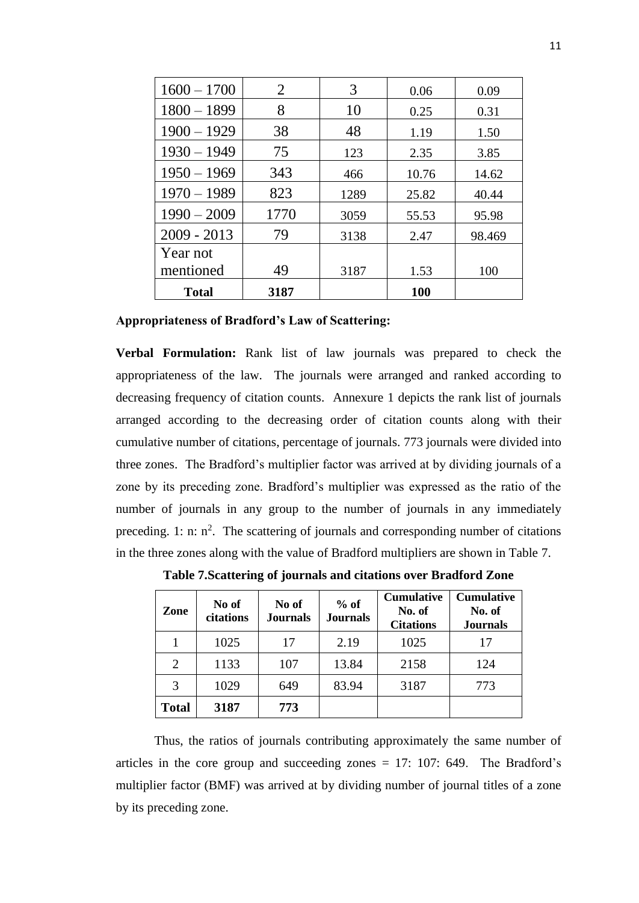| | | | | |
|---|---|---|---|---|
| 1600 – 1700 | 2 | 3 | 0.06 | 0.09 |
| 1800 – 1899 | 8 | 10 | 0.25 | 0.31 |
| 1900 – 1929 | 38 | 48 | 1.19 | 1.50 |
| 1930 – 1949 | 75 | 123 | 2.35 | 3.85 |
| 1950 – 1969 | 343 | 466 | 10.76 | 14.62 |
| 1970 – 1989 | 823 | 1289 | 25.82 | 40.44 |
| 1990 – 2009 | 1770 | 3059 | 55.53 | 95.98 |
| 2009 - 2013 | 79 | 3138 | 2.47 | 98.469 |
| Year not mentioned | 49 | 3187 | 1.53 | 100 |
| **Total** | **3187** | | **100** | |

**Appropriateness of Bradford's Law of Scattering:**

**Verbal Formulation:** Rank list of law journals was prepared to check the appropriateness of the law. The journals were arranged and ranked according to decreasing frequency of citation counts. Annexure 1 depicts the rank list of journals arranged according to the decreasing order of citation counts along with their cumulative number of citations, percentage of journals. 773 journals were divided into three zones. The Bradford's multiplier factor was arrived at by dividing journals of a zone by its preceding zone. Bradford's multiplier was expressed as the ratio of the number of journals in any group to the number of journals in any immediately preceding. 1: n: $n^2$. The scattering of journals and corresponding number of citations in the three zones along with the value of Bradford multipliers are shown in Table 7.

**Table 7.Scattering of journals and citations over Bradford Zone**

| Zone | No of citations | No of Journals | % of Journals | Cumulative No. of Citations | Cumulative No. of Journals |
|---|---|---|---|---|---|
| 1 | 1025 | 17 | 2.19 | 1025 | 17 |
| 2 | 1133 | 107 | 13.84 | 2158 | 124 |
| 3 | 1029 | 649 | 83.94 | 3187 | 773 |
| **Total** | **3187** | **773** | | | |

Thus, the ratios of journals contributing approximately the same number of articles in the core group and succeeding zones = 17: 107: 649. The Bradford's multiplier factor (BMF) was arrived at by dividing number of journal titles of a zone by its preceding zone.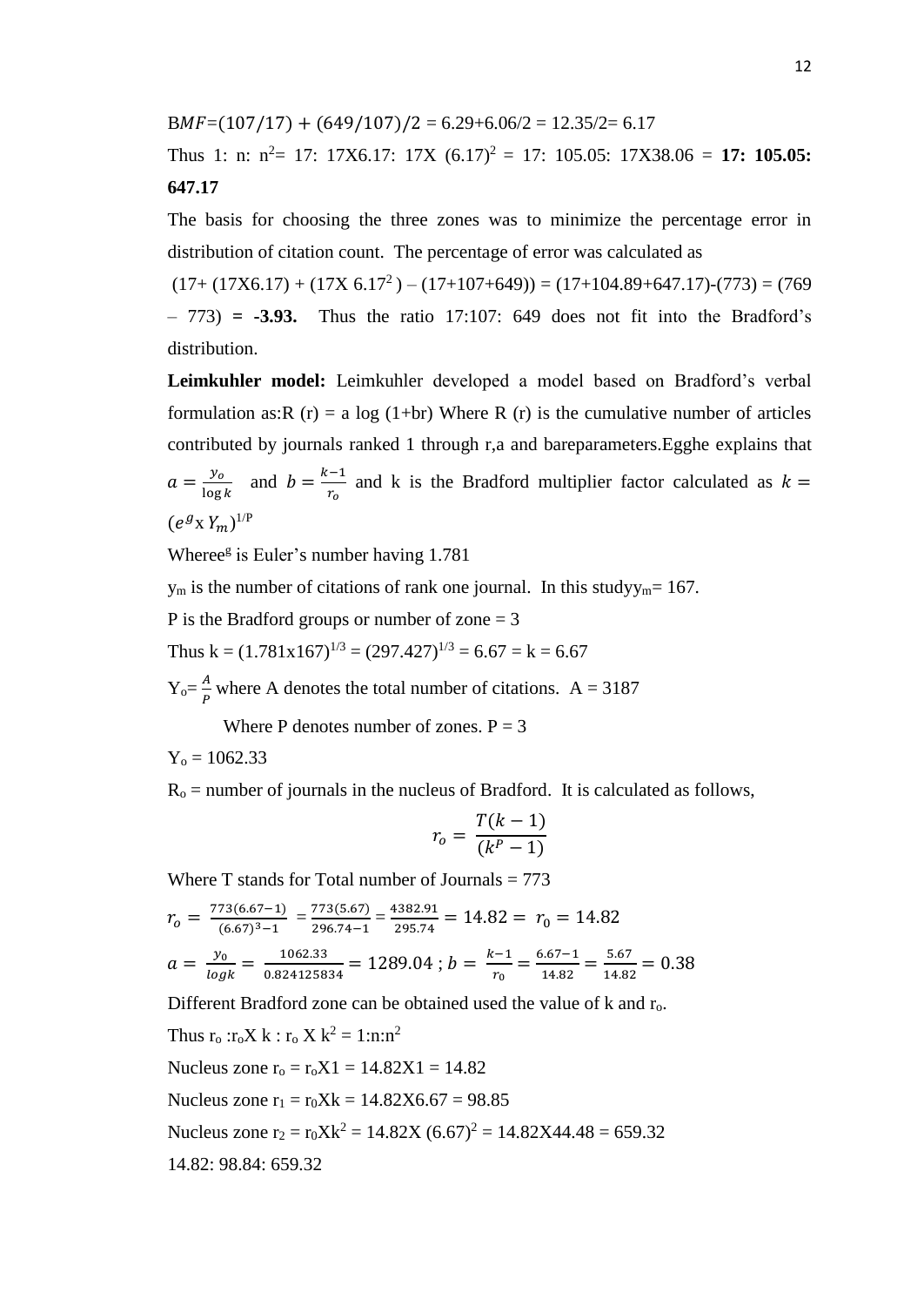B$MF$=$(107/17) + (649/107)/2$ = 6.29+6.06/2 = 12.35/2= 6.17

Thus 1: n: $n^2$= 17: 17X6.17: 17X $(6.17)^2$ = 17: 105.05: 17X38.06 = **17: 105.05: 647.17**

The basis for choosing the three zones was to minimize the percentage error in distribution of citation count. The percentage of error was calculated as

(17+ (17X6.17) + (17X $6.17^2$ ) – (17+107+649)) = (17+104.89+647.17)-(773) = (769 – 773) **= -3.93.** Thus the ratio 17:107: 649 does not fit into the Bradford's distribution.

**Leimkuhler model:** Leimkuhler developed a model based on Bradford's verbal formulation as:R (r) = a log (1+br) Where R (r) is the cumulative number of articles contributed by journals ranked 1 through r,a and bareparameters.Egghe explains that $a = \frac{y_o}{\log k}$ and $b = \frac{k-1}{r_o}$ and k is the Bradford multiplier factor calculated as $k = (e^g \text{x } Y_m)^{1/P}$

Where$e^g$ is Euler's number having 1.781

$y_m$ is the number of citations of rank one journal. In this study$y_m$= 167.

P is the Bradford groups or number of zone = 3

Thus k = $(1.781\text{x}167)^{1/3}$ = $(297.427)^{1/3}$ = 6.67 = k = 6.67

$Y_o = \frac{A}{P}$ where A denotes the total number of citations. A = 3187

Where P denotes number of zones. P = 3

$Y_o$ = 1062.33

$R_o$ = number of journals in the nucleus of Bradford. It is calculated as follows,

$$r_o = \frac{T(k-1)}{(k^P-1)}$$

Where T stands for Total number of Journals = 773

$r_o = \frac{773(6.67-1)}{(6.67)^3-1} = \frac{773(5.67)}{296.74-1} = \frac{4382.91}{295.74} = 14.82 = \ r_0 = 14.82$

$a = \frac{y_0}{logk} = \frac{1062.33}{0.824125834} = 1289.04$ ; $b = \frac{k-1}{r_0} = \frac{6.67-1}{14.82} = \frac{5.67}{14.82} = 0.38$

Different Bradford zone can be obtained used the value of k and $r_o$.

Thus $r_o$ :$r_o$X k : $r_o$ X $k^2$ = 1:n:$n^2$

Nucleus zone $r_o$ = $r_o$X1 = 14.82X1 = 14.82

Nucleus zone $r_1$ = $r_0$Xk = 14.82X6.67 = 98.85

Nucleus zone $r_2$ = $r_0$X$k^2$ = 14.82X $(6.67)^2$ = 14.82X44.48 = 659.32

14.82: 98.84: 659.32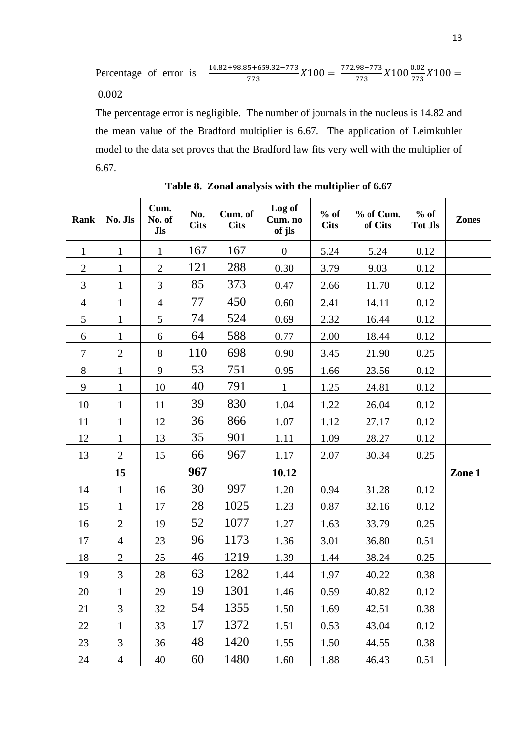Percentage of error is $\frac{14.82+98.85+659.32-773}{773} X100 = \frac{772.98-773}{773} X100 \frac{0.02}{773} X100 =$ 0.002

The percentage error is negligible. The number of journals in the nucleus is 14.82 and the mean value of the Bradford multiplier is 6.67. The application of Leimkuhler model to the data set proves that the Bradford law fits very well with the multiplier of 6.67.

**Table 8. Zonal analysis with the multiplier of 6.67**

| Rank | No. Jls | Cum. No. of Jls | No. Cits | Cum. of Cits | Log of Cum. no of jls | % of Cits | % of Cum. of Cits | % of Tot Jls | Zones |
|---|---|---|---|---|---|---|---|---|---|
| 1 | 1 | 1 | 167 | 167 | 0 | 5.24 | 5.24 | 0.12 | |
| 2 | 1 | 2 | 121 | 288 | 0.30 | 3.79 | 9.03 | 0.12 | |
| 3 | 1 | 3 | 85 | 373 | 0.47 | 2.66 | 11.70 | 0.12 | |
| 4 | 1 | 4 | 77 | 450 | 0.60 | 2.41 | 14.11 | 0.12 | |
| 5 | 1 | 5 | 74 | 524 | 0.69 | 2.32 | 16.44 | 0.12 | |
| 6 | 1 | 6 | 64 | 588 | 0.77 | 2.00 | 18.44 | 0.12 | |
| 7 | 2 | 8 | 110 | 698 | 0.90 | 3.45 | 21.90 | 0.25 | |
| 8 | 1 | 9 | 53 | 751 | 0.95 | 1.66 | 23.56 | 0.12 | |
| 9 | 1 | 10 | 40 | 791 | 1 | 1.25 | 24.81 | 0.12 | |
| 10 | 1 | 11 | 39 | 830 | 1.04 | 1.22 | 26.04 | 0.12 | |
| 11 | 1 | 12 | 36 | 866 | 1.07 | 1.12 | 27.17 | 0.12 | |
| 12 | 1 | 13 | 35 | 901 | 1.11 | 1.09 | 28.27 | 0.12 | |
| 13 | 2 | 15 | 66 | 967 | 1.17 | 2.07 | 30.34 | 0.25 | |
| | **15** | | **967** | | **10.12** | | | | **Zone 1** |
| 14 | 1 | 16 | 30 | 997 | 1.20 | 0.94 | 31.28 | 0.12 | |
| 15 | 1 | 17 | 28 | 1025 | 1.23 | 0.87 | 32.16 | 0.12 | |
| 16 | 2 | 19 | 52 | 1077 | 1.27 | 1.63 | 33.79 | 0.25 | |
| 17 | 4 | 23 | 96 | 1173 | 1.36 | 3.01 | 36.80 | 0.51 | |
| 18 | 2 | 25 | 46 | 1219 | 1.39 | 1.44 | 38.24 | 0.25 | |
| 19 | 3 | 28 | 63 | 1282 | 1.44 | 1.97 | 40.22 | 0.38 | |
| 20 | 1 | 29 | 19 | 1301 | 1.46 | 0.59 | 40.82 | 0.12 | |
| 21 | 3 | 32 | 54 | 1355 | 1.50 | 1.69 | 42.51 | 0.38 | |
| 22 | 1 | 33 | 17 | 1372 | 1.51 | 0.53 | 43.04 | 0.12 | |
| 23 | 3 | 36 | 48 | 1420 | 1.55 | 1.50 | 44.55 | 0.38 | |
| 24 | 4 | 40 | 60 | 1480 | 1.60 | 1.88 | 46.43 | 0.51 | |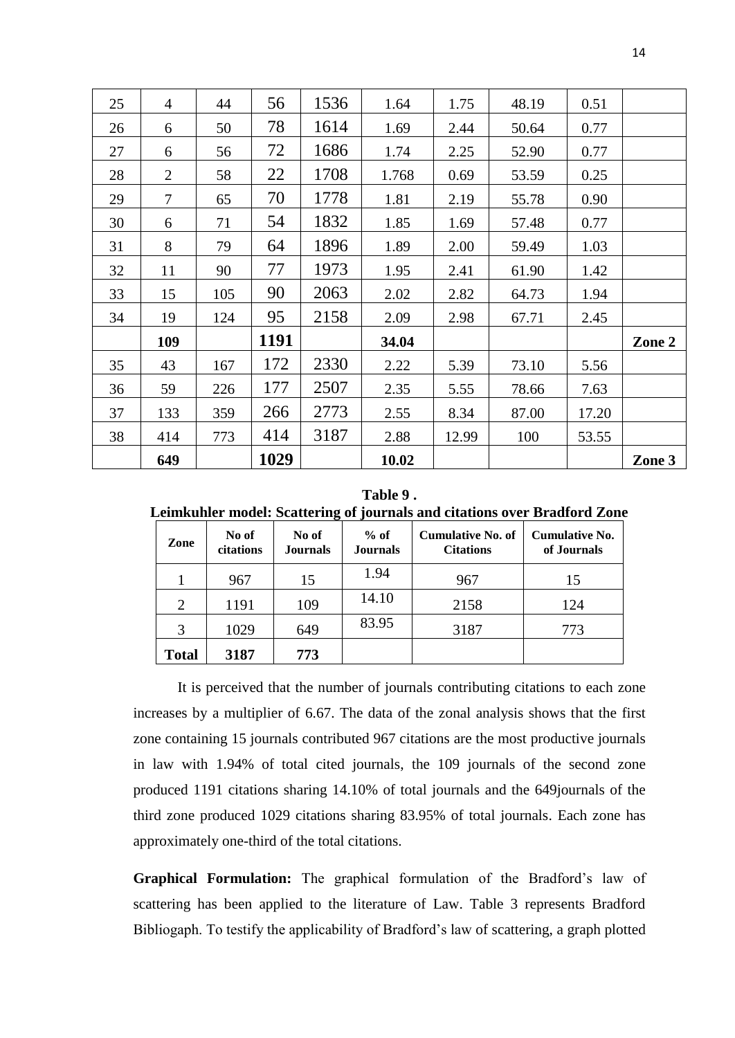| 25 | 4 | 44 | 56 | 1536 | 1.64 | 1.75 | 48.19 | 0.51 | |
|---|---|---|---|---|---|---|---|---|---|
| 26 | 6 | 50 | 78 | 1614 | 1.69 | 2.44 | 50.64 | 0.77 | |
| 27 | 6 | 56 | 72 | 1686 | 1.74 | 2.25 | 52.90 | 0.77 | |
| 28 | 2 | 58 | 22 | 1708 | 1.768 | 0.69 | 53.59 | 0.25 | |
| 29 | 7 | 65 | 70 | 1778 | 1.81 | 2.19 | 55.78 | 0.90 | |
| 30 | 6 | 71 | 54 | 1832 | 1.85 | 1.69 | 57.48 | 0.77 | |
| 31 | 8 | 79 | 64 | 1896 | 1.89 | 2.00 | 59.49 | 1.03 | |
| 32 | 11 | 90 | 77 | 1973 | 1.95 | 2.41 | 61.90 | 1.42 | |
| 33 | 15 | 105 | 90 | 2063 | 2.02 | 2.82 | 64.73 | 1.94 | |
| 34 | 19 | 124 | 95 | 2158 | 2.09 | 2.98 | 67.71 | 2.45 | |
| | **109** | | **1191** | | **34.04** | | | | **Zone 2** |
| 35 | 43 | 167 | 172 | 2330 | 2.22 | 5.39 | 73.10 | 5.56 | |
| 36 | 59 | 226 | 177 | 2507 | 2.35 | 5.55 | 78.66 | 7.63 | |
| 37 | 133 | 359 | 266 | 2773 | 2.55 | 8.34 | 87.00 | 17.20 | |
| 38 | 414 | 773 | 414 | 3187 | 2.88 | 12.99 | 100 | 53.55 | |
| | **649** | | **1029** | | **10.02** | | | | **Zone 3** |

**Table 9 .**
**Leimkuhler model: Scattering of journals and citations over Bradford Zone**

| Zone | No of citations | No of Journals | % of Journals | Cumulative No. of Citations | Cumulative No. of Journals |
|---|---|---|---|---|---|
| 1 | 967 | 15 | 1.94 | 967 | 15 |
| 2 | 1191 | 109 | 14.10 | 2158 | 124 |
| 3 | 1029 | 649 | 83.95 | 3187 | 773 |
| **Total** | **3187** | **773** | | | |

It is perceived that the number of journals contributing citations to each zone increases by a multiplier of 6.67. The data of the zonal analysis shows that the first zone containing 15 journals contributed 967 citations are the most productive journals in law with 1.94% of total cited journals, the 109 journals of the second zone produced 1191 citations sharing 14.10% of total journals and the 649journals of the third zone produced 1029 citations sharing 83.95% of total journals. Each zone has approximately one-third of the total citations.

**Graphical Formulation:** The graphical formulation of the Bradford's law of scattering has been applied to the literature of Law. Table 3 represents Bradford Bibliogaph. To testify the applicability of Bradford's law of scattering, a graph plotted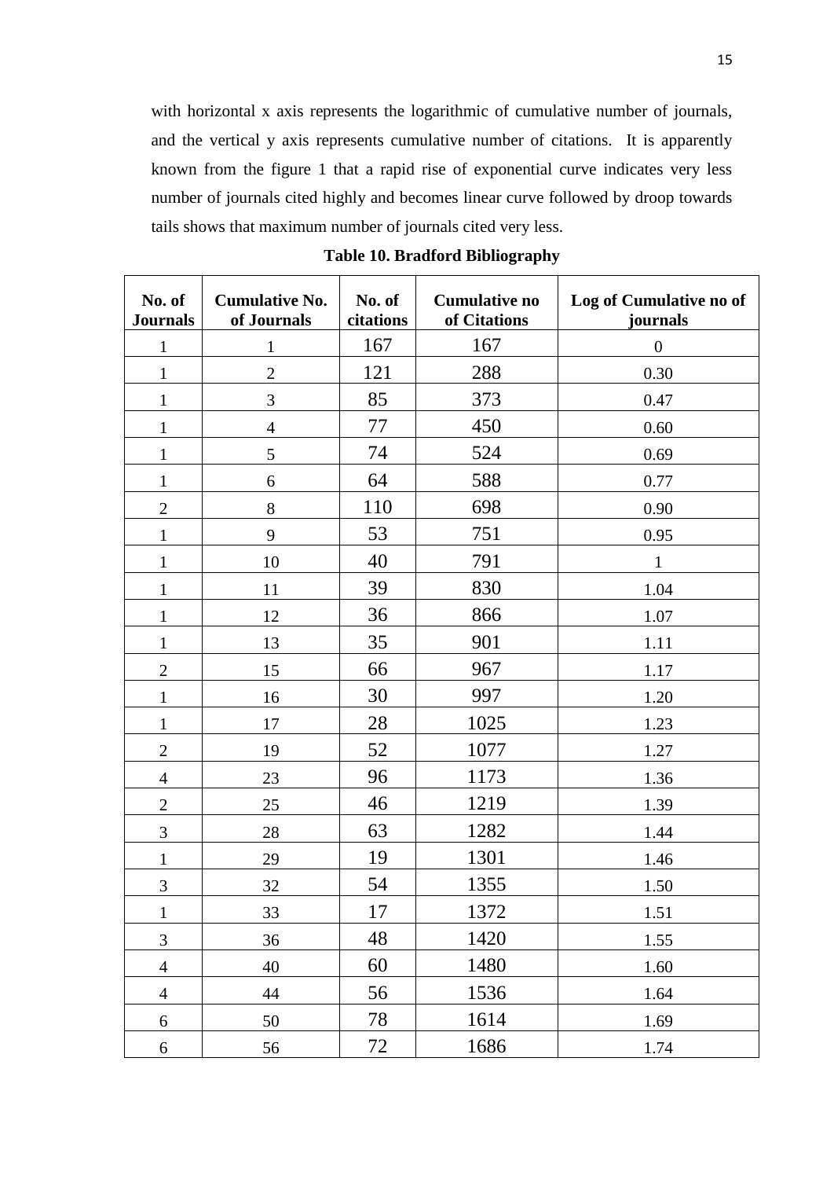with horizontal x axis represents the logarithmic of cumulative number of journals, and the vertical y axis represents cumulative number of citations. It is apparently known from the figure 1 that a rapid rise of exponential curve indicates very less number of journals cited highly and becomes linear curve followed by droop towards tails shows that maximum number of journals cited very less.

**Table 10. Bradford Bibliography**

| No. of Journals | Cumulative No. of Journals | No. of citations | Cumulative no of Citations | Log of Cumulative no of journals |
|---|---|---|---|---|
| 1 | 1 | 167 | 167 | 0 |
| 1 | 2 | 121 | 288 | 0.30 |
| 1 | 3 | 85 | 373 | 0.47 |
| 1 | 4 | 77 | 450 | 0.60 |
| 1 | 5 | 74 | 524 | 0.69 |
| 1 | 6 | 64 | 588 | 0.77 |
| 2 | 8 | 110 | 698 | 0.90 |
| 1 | 9 | 53 | 751 | 0.95 |
| 1 | 10 | 40 | 791 | 1 |
| 1 | 11 | 39 | 830 | 1.04 |
| 1 | 12 | 36 | 866 | 1.07 |
| 1 | 13 | 35 | 901 | 1.11 |
| 2 | 15 | 66 | 967 | 1.17 |
| 1 | 16 | 30 | 997 | 1.20 |
| 1 | 17 | 28 | 1025 | 1.23 |
| 2 | 19 | 52 | 1077 | 1.27 |
| 4 | 23 | 96 | 1173 | 1.36 |
| 2 | 25 | 46 | 1219 | 1.39 |
| 3 | 28 | 63 | 1282 | 1.44 |
| 1 | 29 | 19 | 1301 | 1.46 |
| 3 | 32 | 54 | 1355 | 1.50 |
| 1 | 33 | 17 | 1372 | 1.51 |
| 3 | 36 | 48 | 1420 | 1.55 |
| 4 | 40 | 60 | 1480 | 1.60 |
| 4 | 44 | 56 | 1536 | 1.64 |
| 6 | 50 | 78 | 1614 | 1.69 |
| 6 | 56 | 72 | 1686 | 1.74 |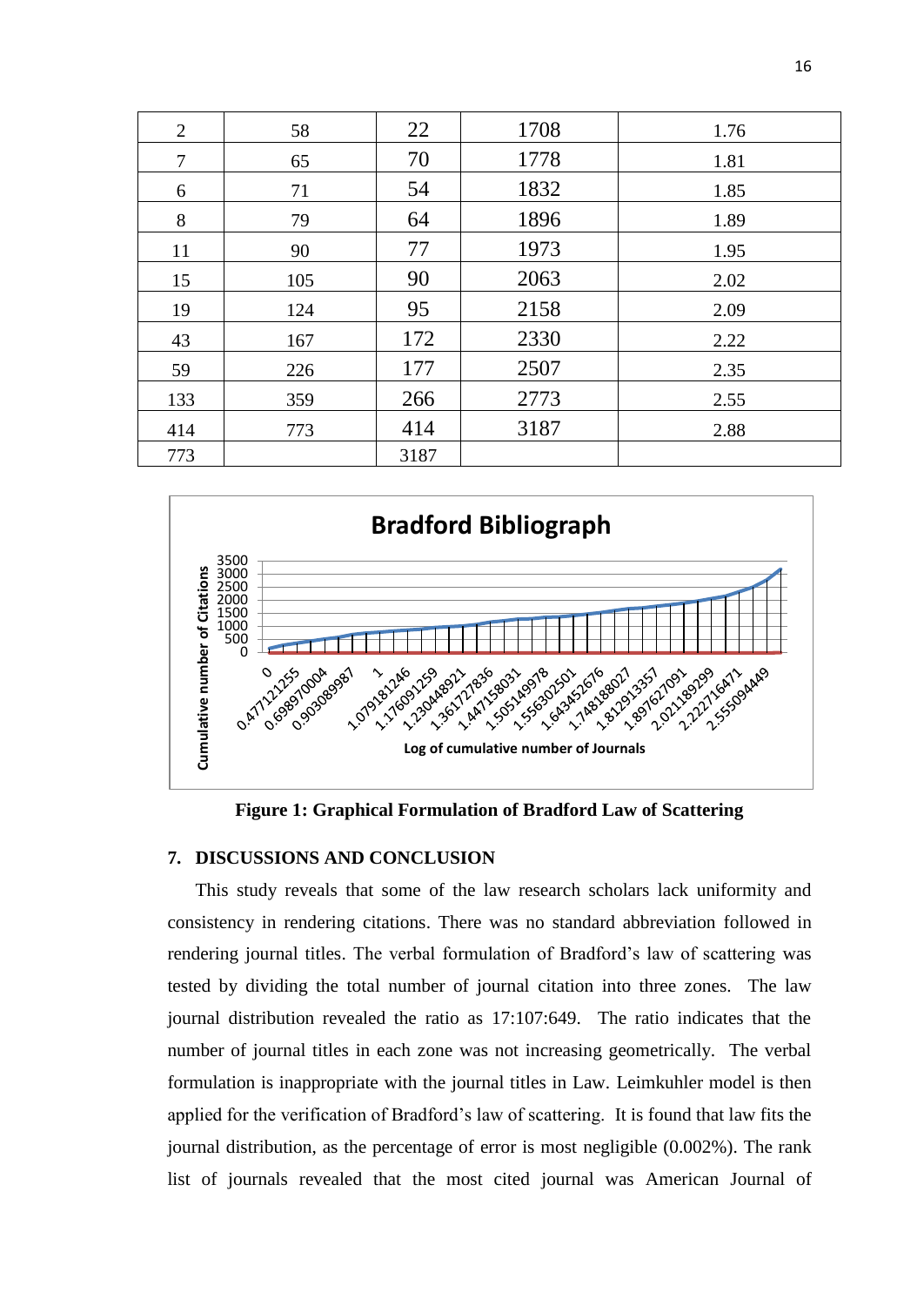| 2 | 58 | 22 | 1708 | 1.76 |
|---|---|---|---|---|
| 7 | 65 | 70 | 1778 | 1.81 |
| 6 | 71 | 54 | 1832 | 1.85 |
| 8 | 79 | 64 | 1896 | 1.89 |
| 11 | 90 | 77 | 1973 | 1.95 |
| 15 | 105 | 90 | 2063 | 2.02 |
| 19 | 124 | 95 | 2158 | 2.09 |
| 43 | 167 | 172 | 2330 | 2.22 |
| 59 | 226 | 177 | 2507 | 2.35 |
| 133 | 359 | 266 | 2773 | 2.55 |
| 414 | 773 | 414 | 3187 | 2.88 |
| 773 | | 3187 | | |

**Figure 1: Graphical Formulation of Bradford Law of Scattering**

## 7. DISCUSSIONS AND CONCLUSION

This study reveals that some of the law research scholars lack uniformity and consistency in rendering citations. There was no standard abbreviation followed in rendering journal titles. The verbal formulation of Bradford's law of scattering was tested by dividing the total number of journal citation into three zones. The law journal distribution revealed the ratio as 17:107:649. The ratio indicates that the number of journal titles in each zone was not increasing geometrically. The verbal formulation is inappropriate with the journal titles in Law. Leimkuhler model is then applied for the verification of Bradford's law of scattering. It is found that law fits the journal distribution, as the percentage of error is most negligible (0.002%). The rank list of journals revealed that the most cited journal was American Journal of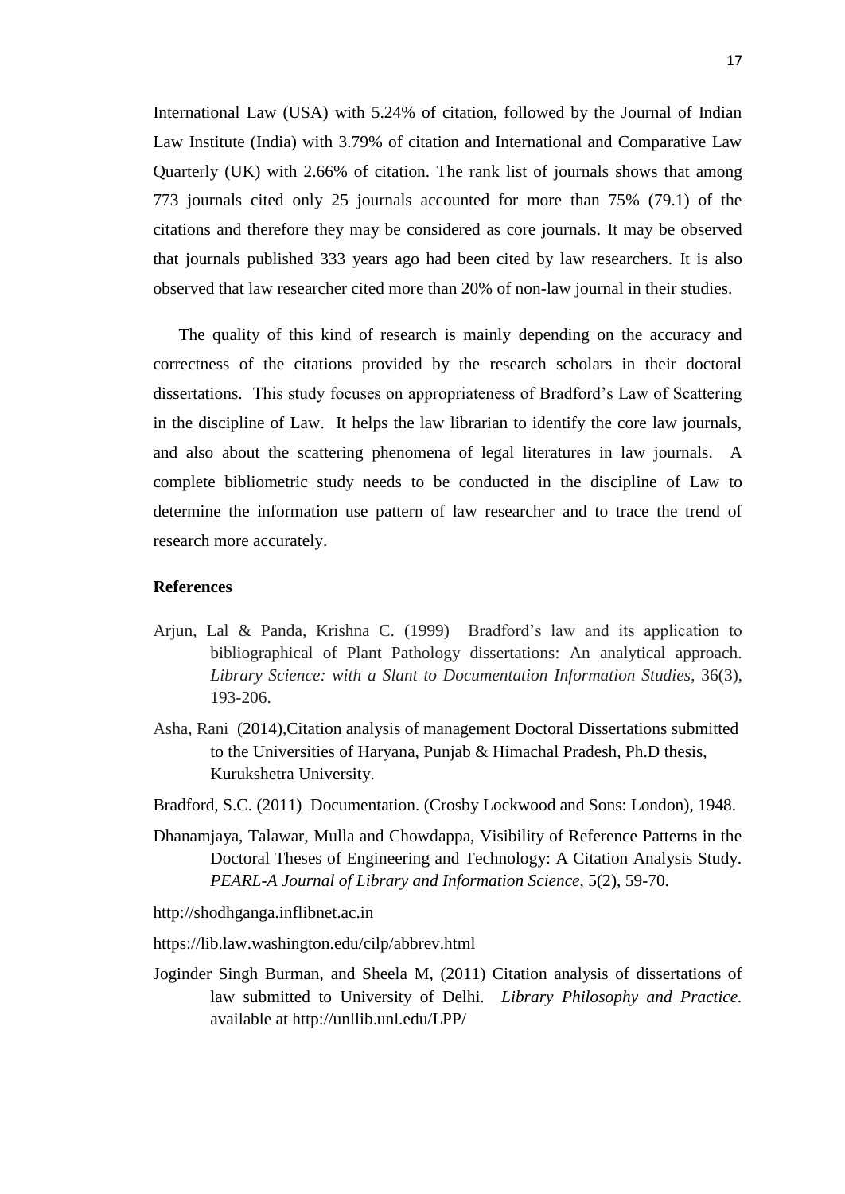International Law (USA) with 5.24% of citation, followed by the Journal of Indian Law Institute (India) with 3.79% of citation and International and Comparative Law Quarterly (UK) with 2.66% of citation. The rank list of journals shows that among 773 journals cited only 25 journals accounted for more than 75% (79.1) of the citations and therefore they may be considered as core journals. It may be observed that journals published 333 years ago had been cited by law researchers. It is also observed that law researcher cited more than 20% of non-law journal in their studies.

The quality of this kind of research is mainly depending on the accuracy and correctness of the citations provided by the research scholars in their doctoral dissertations. This study focuses on appropriateness of Bradford's Law of Scattering in the discipline of Law. It helps the law librarian to identify the core law journals, and also about the scattering phenomena of legal literatures in law journals. A complete bibliometric study needs to be conducted in the discipline of Law to determine the information use pattern of law researcher and to trace the trend of research more accurately.

**References**

Arjun, Lal & Panda, Krishna C. (1999) Bradford's law and its application to bibliographical of Plant Pathology dissertations: An analytical approach. *Library Science: with a Slant to Documentation Information Studies*, 36(3), 193-206.

Asha, Rani (2014),Citation analysis of management Doctoral Dissertations submitted to the Universities of Haryana, Punjab & Himachal Pradesh, Ph.D thesis, Kurukshetra University.

Bradford, S.C. (2011) Documentation. (Crosby Lockwood and Sons: London), 1948.

Dhanamjaya, Talawar, Mulla and Chowdappa, Visibility of Reference Patterns in the Doctoral Theses of Engineering and Technology: A Citation Analysis Study. *PEARL-A Journal of Library and Information Science*, 5(2), 59-70.

http://shodhganga.inflibnet.ac.in

https://lib.law.washington.edu/cilp/abbrev.html

Joginder Singh Burman, and Sheela M, (2011) Citation analysis of dissertations of law submitted to University of Delhi. *Library Philosophy and Practice.* available at http://unllib.unl.edu/LPP/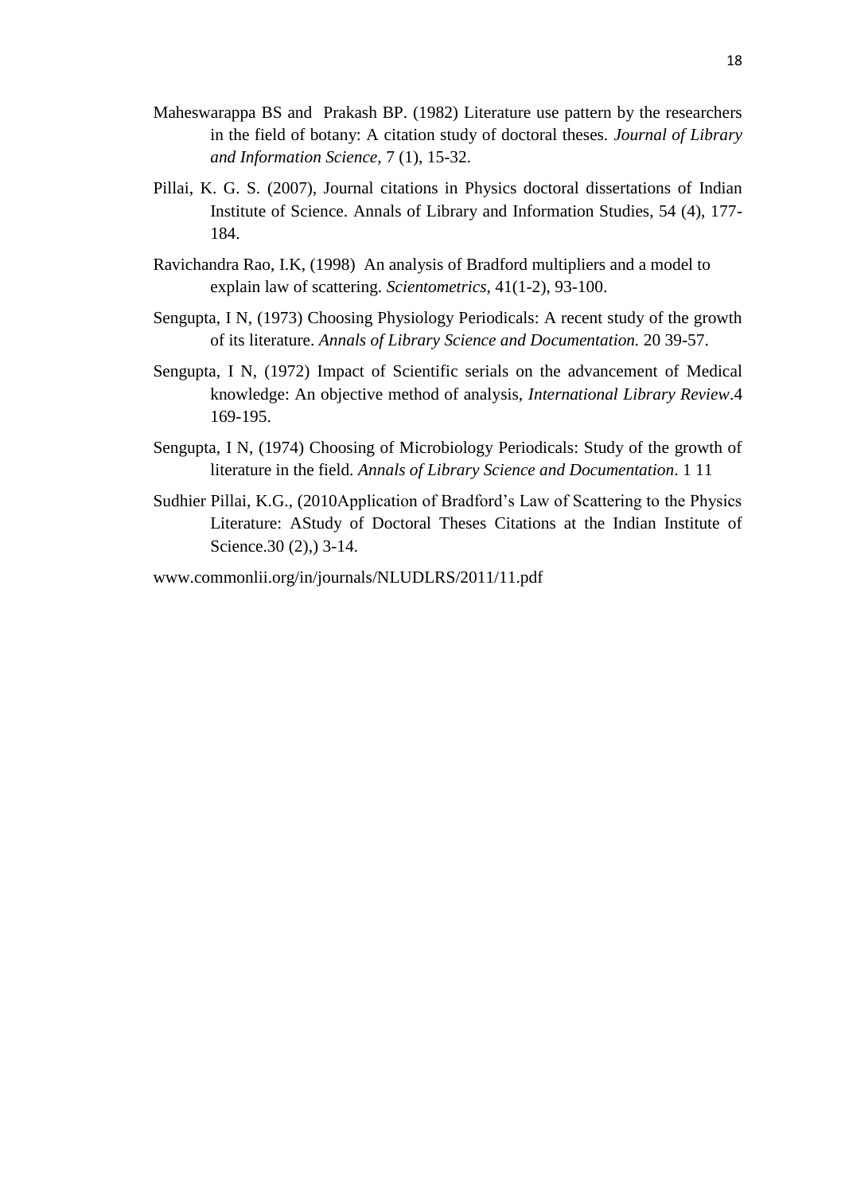Maheswarappa BS and Prakash BP. (1982) Literature use pattern by the researchers in the field of botany: A citation study of doctoral theses. *Journal of Library and Information Science*, 7 (1), 15-32.

Pillai, K. G. S. (2007), Journal citations in Physics doctoral dissertations of Indian Institute of Science. Annals of Library and Information Studies, 54 (4), 177-184.

Ravichandra Rao, I.K, (1998) An analysis of Bradford multipliers and a model to explain law of scattering. *Scientometrics*, 41(1-2), 93-100.

Sengupta, I N, (1973) Choosing Physiology Periodicals: A recent study of the growth of its literature. *Annals of Library Science and Documentation.* 20 39-57.

Sengupta, I N, (1972) Impact of Scientific serials on the advancement of Medical knowledge: An objective method of analysis, *International Library Review*.4 169-195.

Sengupta, I N, (1974) Choosing of Microbiology Periodicals: Study of the growth of literature in the field. *Annals of Library Science and Documentation*. 1 11

Sudhier Pillai, K.G., (2010Application of Bradford's Law of Scattering to the Physics Literature: AStudy of Doctoral Theses Citations at the Indian Institute of Science.30 (2),) 3-14.

www.commonlii.org/in/journals/NLUDLRS/2011/11.pdf